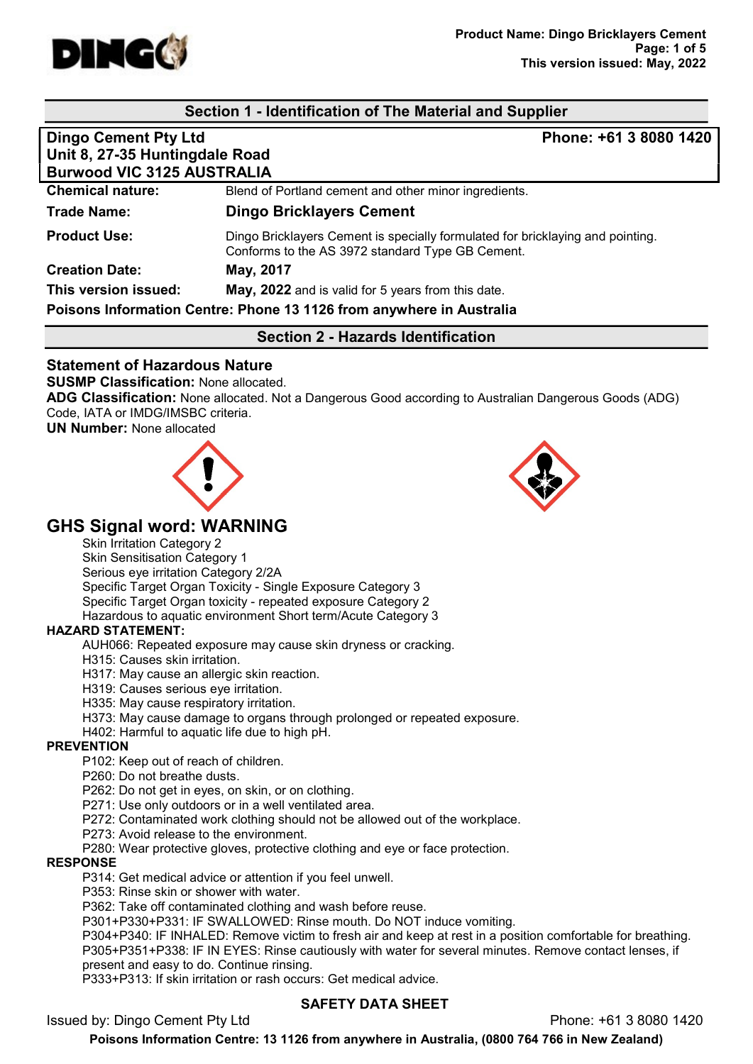## Section 1 - Identification of The Material and Supplier

**Dingo Cement Pty Ltd**
**Unit 8, 27-35 Huntingdale Road**
**Burwood VIC 3125 AUSTRALIA**
**Phone: +61 3 8080 1420**

| | |
|---|---|
| **Chemical nature:** | Blend of Portland cement and other minor ingredients. |
| **Trade Name:** | **Dingo Bricklayers Cement** |
| **Product Use:** | Dingo Bricklayers Cement is specially formulated for bricklaying and pointing. Conforms to the AS 3972 standard Type GB Cement. |
| **Creation Date:** | **May, 2017** |
| **This version issued:** | **May, 2022** and is valid for 5 years from this date. |

**Poisons Information Centre: Phone 13 1126 from anywhere in Australia**

## Section 2 - Hazards Identification

### Statement of Hazardous Nature

**SUSMP Classification:** None allocated.
**ADG Classification:** None allocated. Not a Dangerous Good according to Australian Dangerous Goods (ADG) Code, IATA or IMDG/IMSBC criteria.
**UN Number:** None allocated

## GHS Signal word: WARNING

Skin Irritation Category 2
Skin Sensitisation Category 1
Serious eye irritation Category 2/2A
Specific Target Organ Toxicity - Single Exposure Category 3
Specific Target Organ toxicity - repeated exposure Category 2
Hazardous to aquatic environment Short term/Acute Category 3

**HAZARD STATEMENT:**

AUH066: Repeated exposure may cause skin dryness or cracking.
H315: Causes skin irritation.
H317: May cause an allergic skin reaction.
H319: Causes serious eye irritation.
H335: May cause respiratory irritation.
H373: May cause damage to organs through prolonged or repeated exposure.
H402: Harmful to aquatic life due to high pH.

**PREVENTION**

P102: Keep out of reach of children.
P260: Do not breathe dusts.
P262: Do not get in eyes, on skin, or on clothing.
P271: Use only outdoors or in a well ventilated area.
P272: Contaminated work clothing should not be allowed out of the workplace.
P273: Avoid release to the environment.
P280: Wear protective gloves, protective clothing and eye or face protection.

**RESPONSE**

P314: Get medical advice or attention if you feel unwell.
P353: Rinse skin or shower with water.
P362: Take off contaminated clothing and wash before reuse.
P301+P330+P331: IF SWALLOWED: Rinse mouth. Do NOT induce vomiting.
P304+P340: IF INHALED: Remove victim to fresh air and keep at rest in a position comfortable for breathing.
P305+P351+P338: IF IN EYES: Rinse cautiously with water for several minutes. Remove contact lenses, if present and easy to do. Continue rinsing.
P333+P313: If skin irritation or rash occurs: Get medical advice.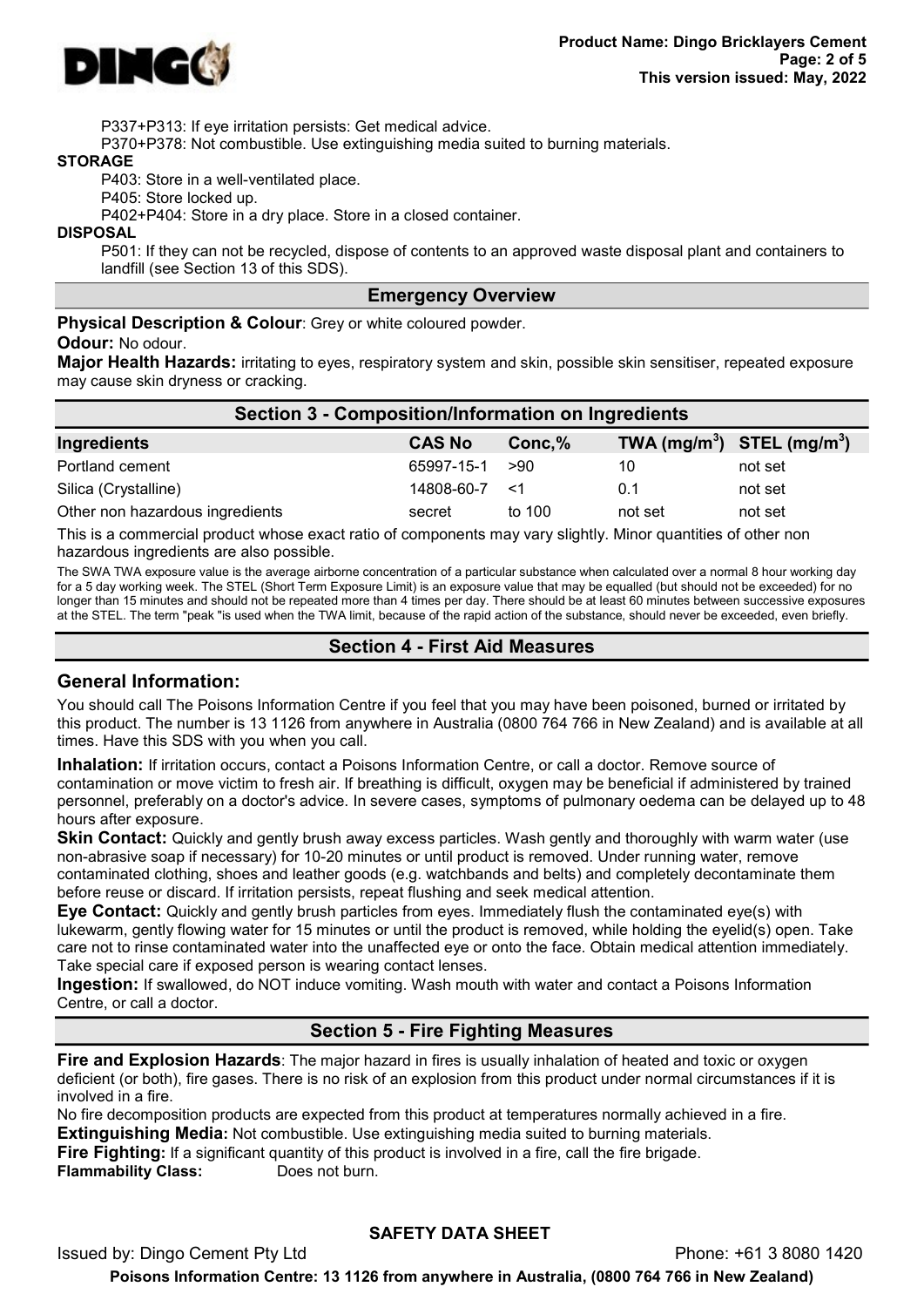P337+P313: If eye irritation persists: Get medical advice.

P370+P378: Not combustible. Use extinguishing media suited to burning materials.

**STORAGE**

P403: Store in a well-ventilated place.

P405: Store locked up.

P402+P404: Store in a dry place. Store in a closed container.

**DISPOSAL**

P501: If they can not be recycled, dispose of contents to an approved waste disposal plant and containers to landfill (see Section 13 of this SDS).

## Emergency Overview

**Physical Description & Colour**: Grey or white coloured powder.

**Odour:** No odour.

**Major Health Hazards:** irritating to eyes, respiratory system and skin, possible skin sensitiser, repeated exposure may cause skin dryness or cracking.

## Section 3 - Composition/Information on Ingredients

| Ingredients | CAS No | Conc,% | TWA ($mg/m^3$) | STEL ($mg/m^3$) |
|---|---|---|---|---|
| Portland cement | 65997-15-1 | >90 | 10 | not set |
| Silica (Crystalline) | 14808-60-7 | <1 | 0.1 | not set |
| Other non hazardous ingredients | secret | to 100 | not set | not set |

This is a commercial product whose exact ratio of components may vary slightly. Minor quantities of other non hazardous ingredients are also possible.

The SWA TWA exposure value is the average airborne concentration of a particular substance when calculated over a normal 8 hour working day for a 5 day working week. The STEL (Short Term Exposure Limit) is an exposure value that may be equalled (but should not be exceeded) for no longer than 15 minutes and should not be repeated more than 4 times per day. There should be at least 60 minutes between successive exposures at the STEL. The term "peak "is used when the TWA limit, because of the rapid action of the substance, should never be exceeded, even briefly.

## Section 4 - First Aid Measures

### General Information:

You should call The Poisons Information Centre if you feel that you may have been poisoned, burned or irritated by this product. The number is 13 1126 from anywhere in Australia (0800 764 766 in New Zealand) and is available at all times. Have this SDS with you when you call.

**Inhalation:** If irritation occurs, contact a Poisons Information Centre, or call a doctor. Remove source of contamination or move victim to fresh air. If breathing is difficult, oxygen may be beneficial if administered by trained personnel, preferably on a doctor's advice. In severe cases, symptoms of pulmonary oedema can be delayed up to 48 hours after exposure.

**Skin Contact:** Quickly and gently brush away excess particles. Wash gently and thoroughly with warm water (use non-abrasive soap if necessary) for 10-20 minutes or until product is removed. Under running water, remove contaminated clothing, shoes and leather goods (e.g. watchbands and belts) and completely decontaminate them before reuse or discard. If irritation persists, repeat flushing and seek medical attention.

**Eye Contact:** Quickly and gently brush particles from eyes. Immediately flush the contaminated eye(s) with lukewarm, gently flowing water for 15 minutes or until the product is removed, while holding the eyelid(s) open. Take care not to rinse contaminated water into the unaffected eye or onto the face. Obtain medical attention immediately. Take special care if exposed person is wearing contact lenses.

**Ingestion:** If swallowed, do NOT induce vomiting. Wash mouth with water and contact a Poisons Information Centre, or call a doctor.

## Section 5 - Fire Fighting Measures

**Fire and Explosion Hazards**: The major hazard in fires is usually inhalation of heated and toxic or oxygen deficient (or both), fire gases. There is no risk of an explosion from this product under normal circumstances if it is involved in a fire.

No fire decomposition products are expected from this product at temperatures normally achieved in a fire.

**Extinguishing Media:** Not combustible. Use extinguishing media suited to burning materials.

**Fire Fighting:** If a significant quantity of this product is involved in a fire, call the fire brigade.

**Flammability Class:** Does not burn.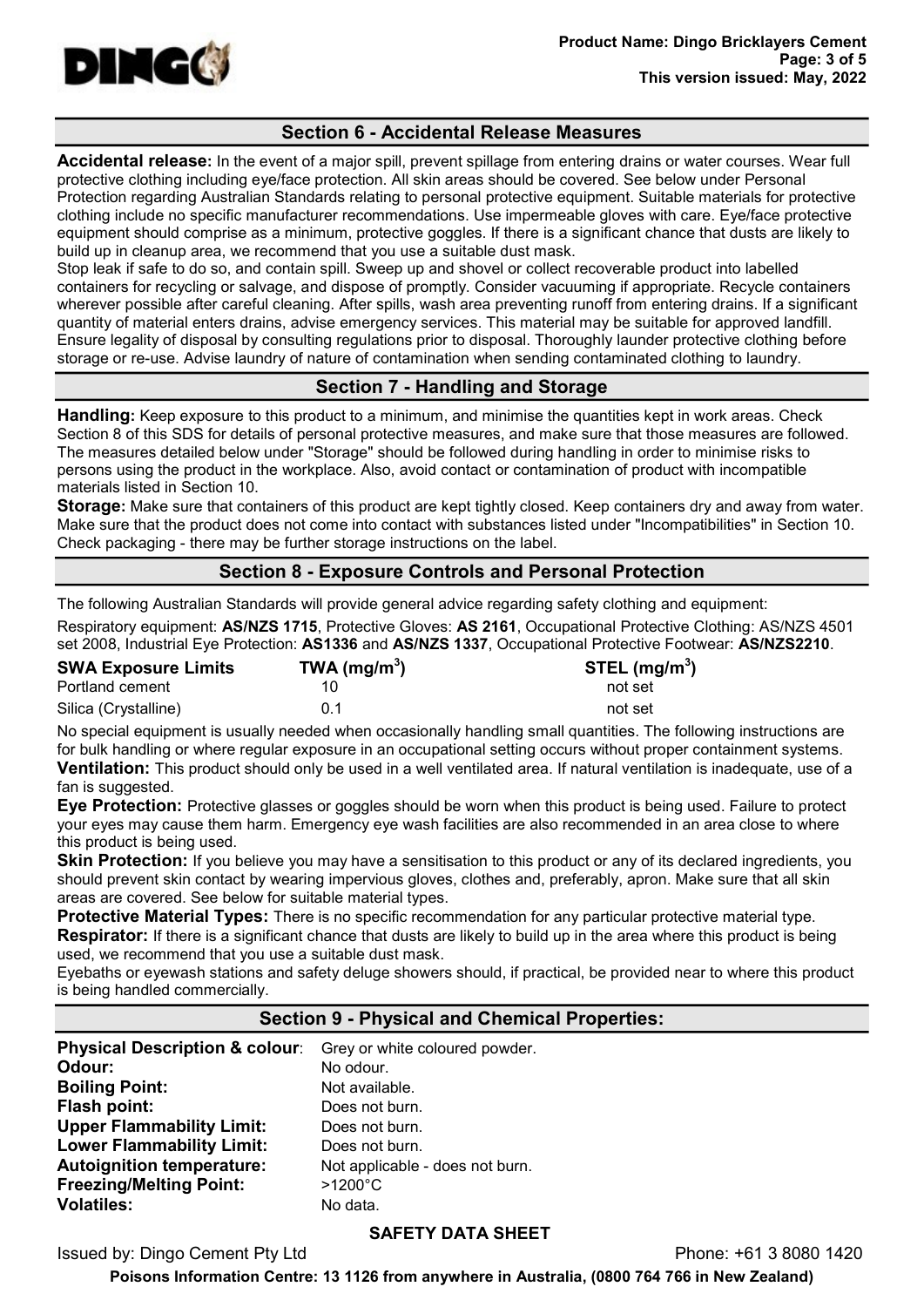## Section 6 - Accidental Release Measures

**Accidental release:** In the event of a major spill, prevent spillage from entering drains or water courses. Wear full protective clothing including eye/face protection. All skin areas should be covered. See below under Personal Protection regarding Australian Standards relating to personal protective equipment. Suitable materials for protective clothing include no specific manufacturer recommendations. Use impermeable gloves with care. Eye/face protective equipment should comprise as a minimum, protective goggles. If there is a significant chance that dusts are likely to build up in cleanup area, we recommend that you use a suitable dust mask.

Stop leak if safe to do so, and contain spill. Sweep up and shovel or collect recoverable product into labelled containers for recycling or salvage, and dispose of promptly. Consider vacuuming if appropriate. Recycle containers wherever possible after careful cleaning. After spills, wash area preventing runoff from entering drains. If a significant quantity of material enters drains, advise emergency services. This material may be suitable for approved landfill. Ensure legality of disposal by consulting regulations prior to disposal. Thoroughly launder protective clothing before storage or re-use. Advise laundry of nature of contamination when sending contaminated clothing to laundry.

## Section 7 - Handling and Storage

**Handling:** Keep exposure to this product to a minimum, and minimise the quantities kept in work areas. Check Section 8 of this SDS for details of personal protective measures, and make sure that those measures are followed. The measures detailed below under "Storage" should be followed during handling in order to minimise risks to persons using the product in the workplace. Also, avoid contact or contamination of product with incompatible materials listed in Section 10.

**Storage:** Make sure that containers of this product are kept tightly closed. Keep containers dry and away from water. Make sure that the product does not come into contact with substances listed under "Incompatibilities" in Section 10. Check packaging - there may be further storage instructions on the label.

## Section 8 - Exposure Controls and Personal Protection

The following Australian Standards will provide general advice regarding safety clothing and equipment:

Respiratory equipment: **AS/NZS 1715**, Protective Gloves: **AS 2161**, Occupational Protective Clothing: AS/NZS 4501 set 2008, Industrial Eye Protection: **AS1336** and **AS/NZS 1337**, Occupational Protective Footwear: **AS/NZS2210**.

| SWA Exposure Limits | TWA (mg/m$^3$) | STEL (mg/m$^3$) |
|---|---|---|
| Portland cement | 10 | not set |
| Silica (Crystalline) | 0.1 | not set |

No special equipment is usually needed when occasionally handling small quantities. The following instructions are for bulk handling or where regular exposure in an occupational setting occurs without proper containment systems.

**Ventilation:** This product should only be used in a well ventilated area. If natural ventilation is inadequate, use of a fan is suggested.

**Eye Protection:** Protective glasses or goggles should be worn when this product is being used. Failure to protect your eyes may cause them harm. Emergency eye wash facilities are also recommended in an area close to where this product is being used.

**Skin Protection:** If you believe you may have a sensitisation to this product or any of its declared ingredients, you should prevent skin contact by wearing impervious gloves, clothes and, preferably, apron. Make sure that all skin areas are covered. See below for suitable material types.

**Protective Material Types:** There is no specific recommendation for any particular protective material type.

**Respirator:** If there is a significant chance that dusts are likely to build up in the area where this product is being used, we recommend that you use a suitable dust mask.

Eyebaths or eyewash stations and safety deluge showers should, if practical, be provided near to where this product is being handled commercially.

## Section 9 - Physical and Chemical Properties:

| | |
|---|---|
| **Physical Description & colour**: | Grey or white coloured powder. |
| **Odour:** | No odour. |
| **Boiling Point:** | Not available. |
| **Flash point:** | Does not burn. |
| **Upper Flammability Limit:** | Does not burn. |
| **Lower Flammability Limit:** | Does not burn. |
| **Autoignition temperature:** | Not applicable - does not burn. |
| **Freezing/Melting Point:** | >1200°C |
| **Volatiles:** | No data. |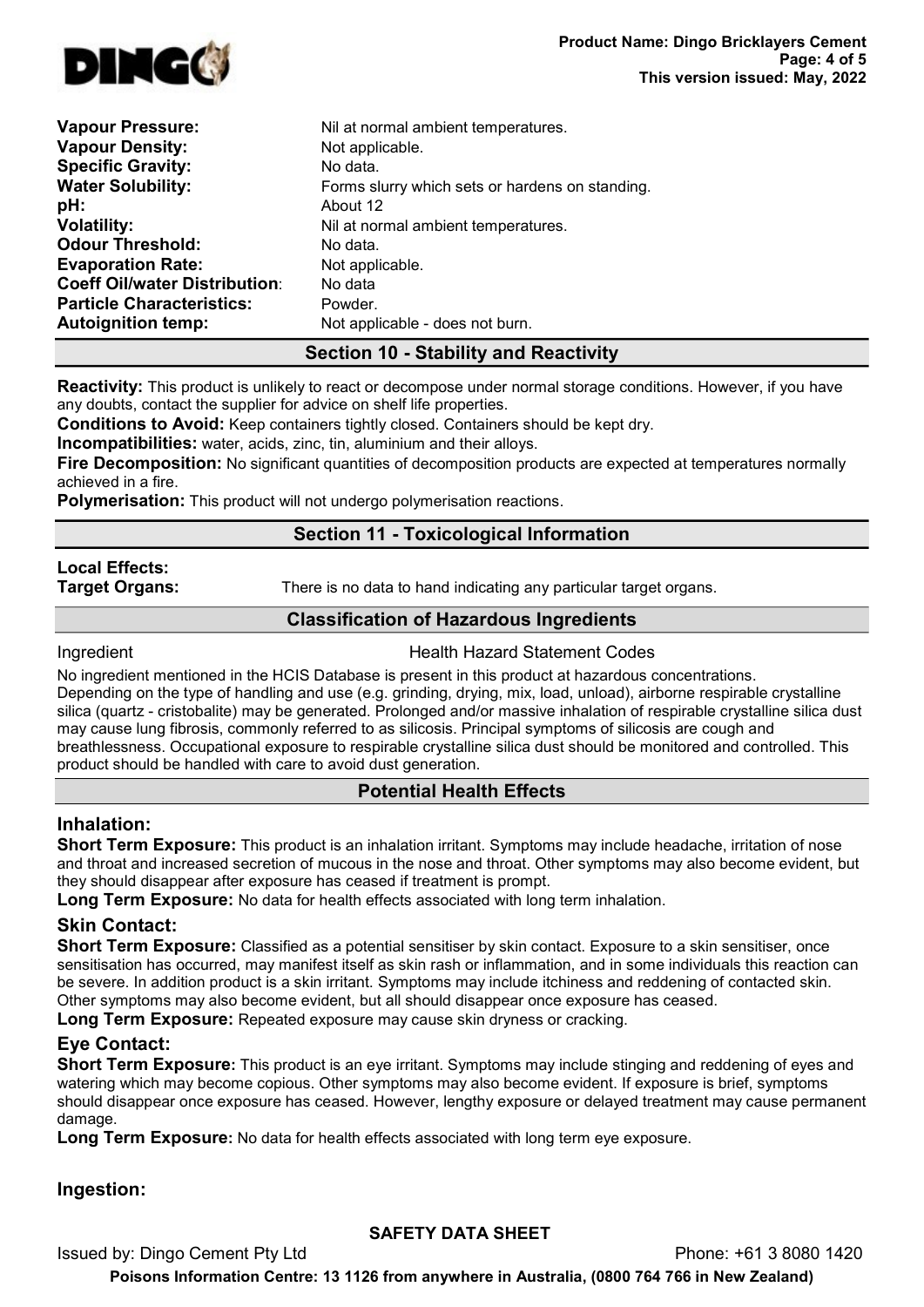| | |
|---|---|
| **Vapour Pressure:** | Nil at normal ambient temperatures. |
| **Vapour Density:** | Not applicable. |
| **Specific Gravity:** | No data. |
| **Water Solubility:** | Forms slurry which sets or hardens on standing. |
| **pH:** | About 12 |
| **Volatility:** | Nil at normal ambient temperatures. |
| **Odour Threshold:** | No data. |
| **Evaporation Rate:** | Not applicable. |
| **Coeff Oil/water Distribution**: | No data |
| **Particle Characteristics:** | Powder. |
| **Autoignition temp:** | Not applicable - does not burn. |

## Section 10 - Stability and Reactivity

**Reactivity:** This product is unlikely to react or decompose under normal storage conditions. However, if you have any doubts, contact the supplier for advice on shelf life properties.

**Conditions to Avoid:** Keep containers tightly closed. Containers should be kept dry.

**Incompatibilities:** water, acids, zinc, tin, aluminium and their alloys.

**Fire Decomposition:** No significant quantities of decomposition products are expected at temperatures normally achieved in a fire.

**Polymerisation:** This product will not undergo polymerisation reactions.

## Section 11 - Toxicological Information

**Local Effects:**

**Target Organs:** There is no data to hand indicating any particular target organs.

### Classification of Hazardous Ingredients

| Ingredient | Health Hazard Statement Codes |
|---|---|

No ingredient mentioned in the HCIS Database is present in this product at hazardous concentrations.
Depending on the type of handling and use (e.g. grinding, drying, mix, load, unload), airborne respirable crystalline silica (quartz - cristobalite) may be generated. Prolonged and/or massive inhalation of respirable crystalline silica dust may cause lung fibrosis, commonly referred to as silicosis. Principal symptoms of silicosis are cough and breathlessness. Occupational exposure to respirable crystalline silica dust should be monitored and controlled. This product should be handled with care to avoid dust generation.

### Potential Health Effects

### Inhalation:

**Short Term Exposure:** This product is an inhalation irritant. Symptoms may include headache, irritation of nose and throat and increased secretion of mucous in the nose and throat. Other symptoms may also become evident, but they should disappear after exposure has ceased if treatment is prompt.

**Long Term Exposure:** No data for health effects associated with long term inhalation.

### Skin Contact:

**Short Term Exposure:** Classified as a potential sensitiser by skin contact. Exposure to a skin sensitiser, once sensitisation has occurred, may manifest itself as skin rash or inflammation, and in some individuals this reaction can be severe. In addition product is a skin irritant. Symptoms may include itchiness and reddening of contacted skin. Other symptoms may also become evident, but all should disappear once exposure has ceased.

**Long Term Exposure:** Repeated exposure may cause skin dryness or cracking.

### Eye Contact:

**Short Term Exposure:** This product is an eye irritant. Symptoms may include stinging and reddening of eyes and watering which may become copious. Other symptoms may also become evident. If exposure is brief, symptoms should disappear once exposure has ceased. However, lengthy exposure or delayed treatment may cause permanent damage.

**Long Term Exposure:** No data for health effects associated with long term eye exposure.

### Ingestion: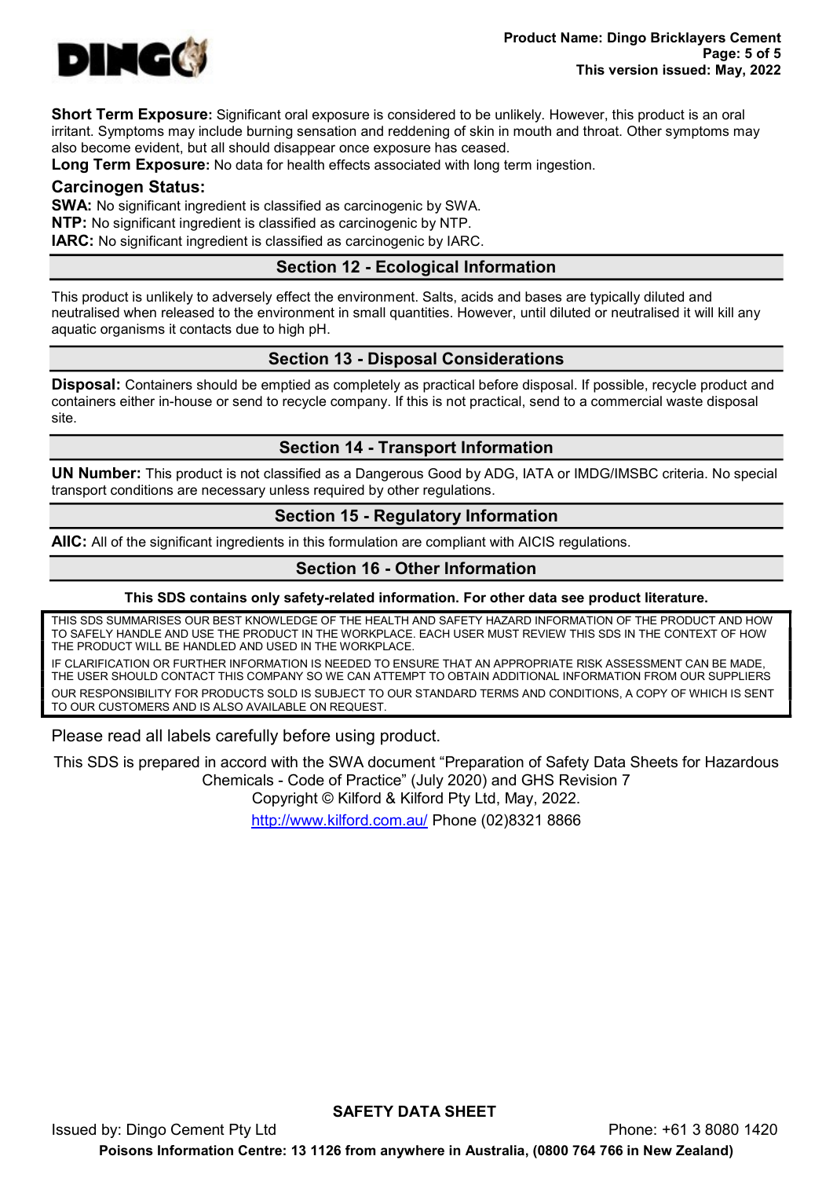**Short Term Exposure:** Significant oral exposure is considered to be unlikely. However, this product is an oral irritant. Symptoms may include burning sensation and reddening of skin in mouth and throat. Other symptoms may also become evident, but all should disappear once exposure has ceased.

**Long Term Exposure:** No data for health effects associated with long term ingestion.

### Carcinogen Status:

**SWA:** No significant ingredient is classified as carcinogenic by SWA.

**NTP:** No significant ingredient is classified as carcinogenic by NTP.

**IARC:** No significant ingredient is classified as carcinogenic by IARC.

## Section 12 - Ecological Information

This product is unlikely to adversely effect the environment. Salts, acids and bases are typically diluted and neutralised when released to the environment in small quantities. However, until diluted or neutralised it will kill any aquatic organisms it contacts due to high pH.

## Section 13 - Disposal Considerations

**Disposal:** Containers should be emptied as completely as practical before disposal. If possible, recycle product and containers either in-house or send to recycle company. If this is not practical, send to a commercial waste disposal site.

## Section 14 - Transport Information

**UN Number:** This product is not classified as a Dangerous Good by ADG, IATA or IMDG/IMSBC criteria. No special transport conditions are necessary unless required by other regulations.

## Section 15 - Regulatory Information

**AIIC:** All of the significant ingredients in this formulation are compliant with AICIS regulations.

## Section 16 - Other Information

**This SDS contains only safety-related information. For other data see product literature.**

THIS SDS SUMMARISES OUR BEST KNOWLEDGE OF THE HEALTH AND SAFETY HAZARD INFORMATION OF THE PRODUCT AND HOW TO SAFELY HANDLE AND USE THE PRODUCT IN THE WORKPLACE. EACH USER MUST REVIEW THIS SDS IN THE CONTEXT OF HOW THE PRODUCT WILL BE HANDLED AND USED IN THE WORKPLACE.

IF CLARIFICATION OR FURTHER INFORMATION IS NEEDED TO ENSURE THAT AN APPROPRIATE RISK ASSESSMENT CAN BE MADE, THE USER SHOULD CONTACT THIS COMPANY SO WE CAN ATTEMPT TO OBTAIN ADDITIONAL INFORMATION FROM OUR SUPPLIERS

OUR RESPONSIBILITY FOR PRODUCTS SOLD IS SUBJECT TO OUR STANDARD TERMS AND CONDITIONS, A COPY OF WHICH IS SENT TO OUR CUSTOMERS AND IS ALSO AVAILABLE ON REQUEST.

Please read all labels carefully before using product.

This SDS is prepared in accord with the SWA document "Preparation of Safety Data Sheets for Hazardous Chemicals - Code of Practice" (July 2020) and GHS Revision 7

Copyright © Kilford & Kilford Pty Ltd, May, 2022.

http://www.kilford.com.au/ Phone (02)8321 8866